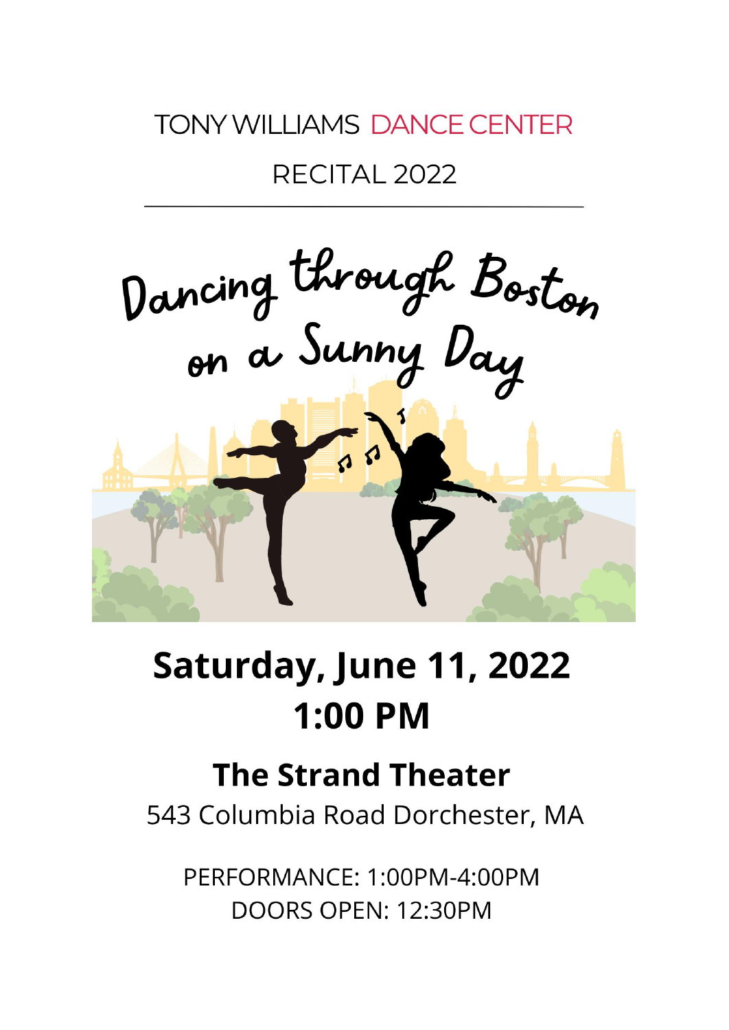TONY WILLIAMS DANCE CENTER

RECITAL 2022

---

# Dancing through Boston on a Sunny Day

## Saturday, June 11, 2022
## 1:00 PM

### The Strand Theater

543 Columbia Road Dorchester, MA

PERFORMANCE: 1:00PM-4:00PM
DOORS OPEN: 12:30PM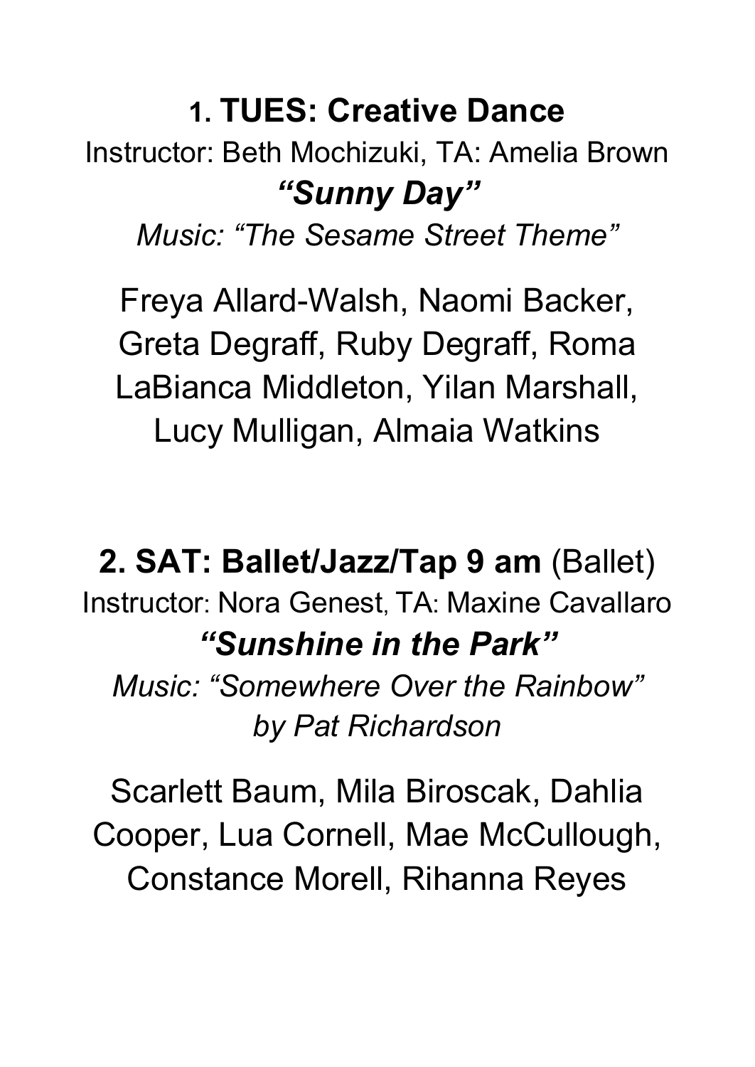## 1. TUES: Creative Dance

Instructor: Beth Mochizuki, TA: Amelia Brown

***"Sunny Day"***

*Music: "The Sesame Street Theme"*

Freya Allard-Walsh, Naomi Backer, Greta Degraff, Ruby Degraff, Roma LaBianca Middleton, Yilan Marshall, Lucy Mulligan, Almaia Watkins

## 2. SAT: Ballet/Jazz/Tap 9 am (Ballet)

Instructor: Nora Genest, TA: Maxine Cavallaro

***"Sunshine in the Park"***

*Music: "Somewhere Over the Rainbow" by Pat Richardson*

Scarlett Baum, Mila Biroscak, Dahlia Cooper, Lua Cornell, Mae McCullough, Constance Morell, Rihanna Reyes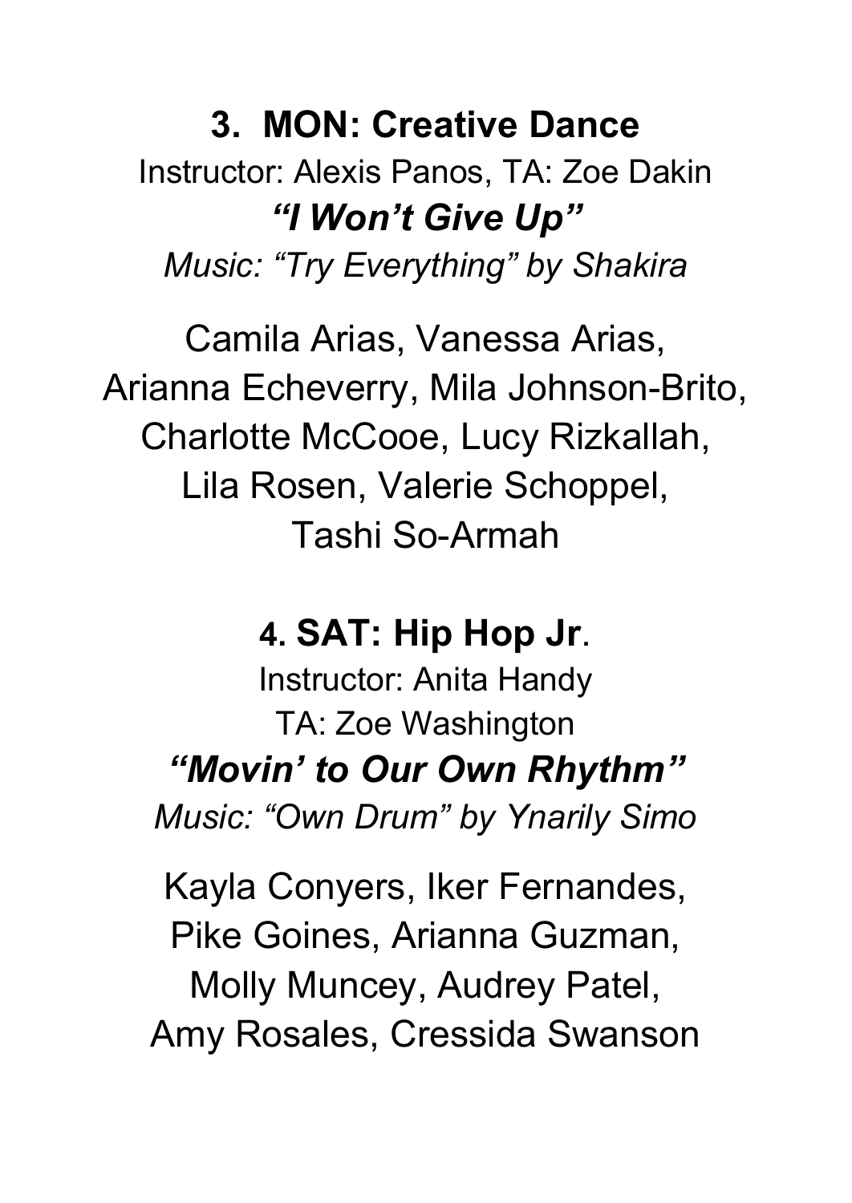### 3. MON: Creative Dance

Instructor: Alexis Panos, TA: Zoe Dakin

***"I Won't Give Up"***

*Music: "Try Everything" by Shakira*

Camila Arias, Vanessa Arias, Arianna Echeverry, Mila Johnson-Brito, Charlotte McCooe, Lucy Rizkallah, Lila Rosen, Valerie Schoppel, Tashi So-Armah

### 4. SAT: Hip Hop Jr.

Instructor: Anita Handy

TA: Zoe Washington

***"Movin' to Our Own Rhythm"***

*Music: "Own Drum" by Ynarily Simo*

Kayla Conyers, Iker Fernandes, Pike Goines, Arianna Guzman, Molly Muncey, Audrey Patel, Amy Rosales, Cressida Swanson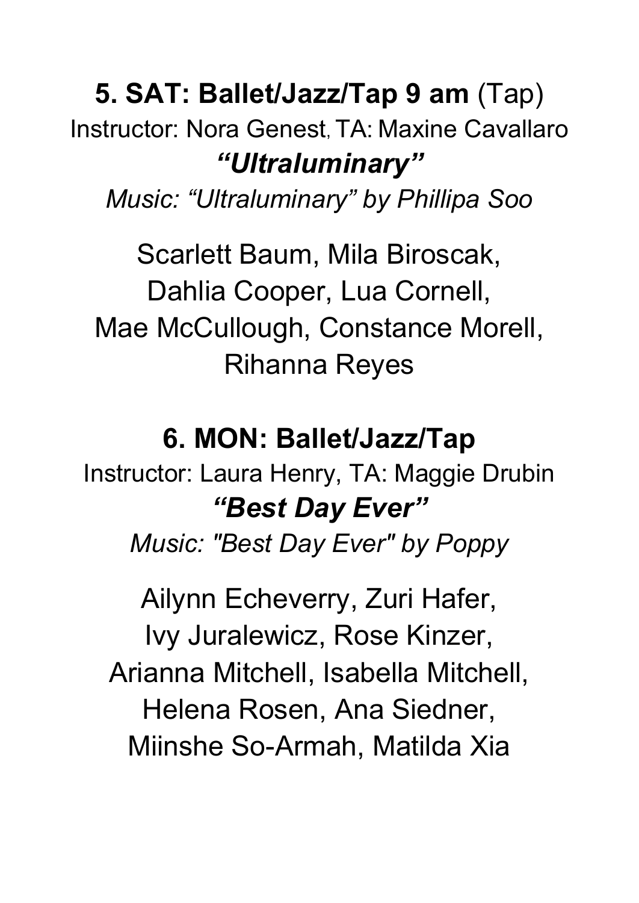## 5. SAT: Ballet/Jazz/Tap 9 am (Tap)

Instructor: Nora Genest, TA: Maxine Cavallaro

### *"Ultraluminary"*

*Music: "Ultraluminary" by Phillipa Soo*

Scarlett Baum, Mila Biroscak, Dahlia Cooper, Lua Cornell, Mae McCullough, Constance Morell, Rihanna Reyes

## 6. MON: Ballet/Jazz/Tap

Instructor: Laura Henry, TA: Maggie Drubin

### *"Best Day Ever"*

*Music: "Best Day Ever" by Poppy*

Ailynn Echeverry, Zuri Hafer, Ivy Juralewicz, Rose Kinzer, Arianna Mitchell, Isabella Mitchell, Helena Rosen, Ana Siedner, Miinshe So-Armah, Matilda Xia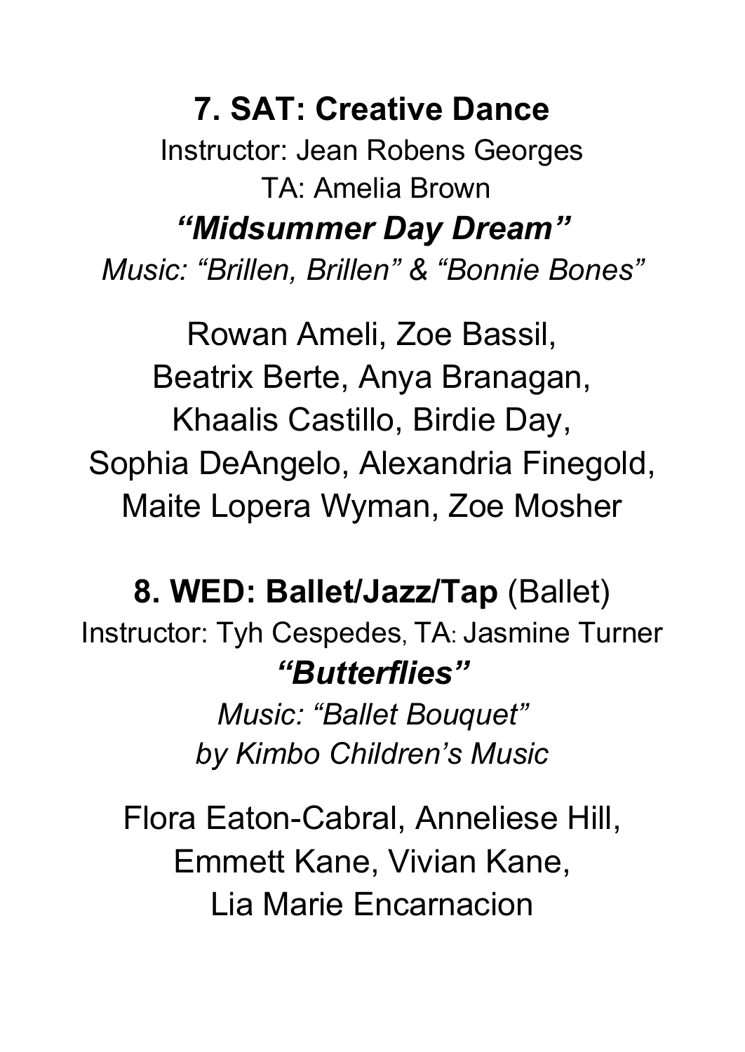## 7. SAT: Creative Dance

Instructor: Jean Robens Georges

TA: Amelia Brown

### *"Midsummer Day Dream"*

*Music: "Brillen, Brillen" & "Bonnie Bones"*

Rowan Ameli, Zoe Bassil,
Beatrix Berte, Anya Branagan,
Khaalis Castillo, Birdie Day,
Sophia DeAngelo, Alexandria Finegold,
Maite Lopera Wyman, Zoe Mosher

## 8. WED: Ballet/Jazz/Tap (Ballet)

Instructor: Tyh Cespedes, TA: Jasmine Turner

### *"Butterflies"*

*Music: "Ballet Bouquet"*
*by Kimbo Children's Music*

Flora Eaton-Cabral, Anneliese Hill,
Emmett Kane, Vivian Kane,
Lia Marie Encarnacion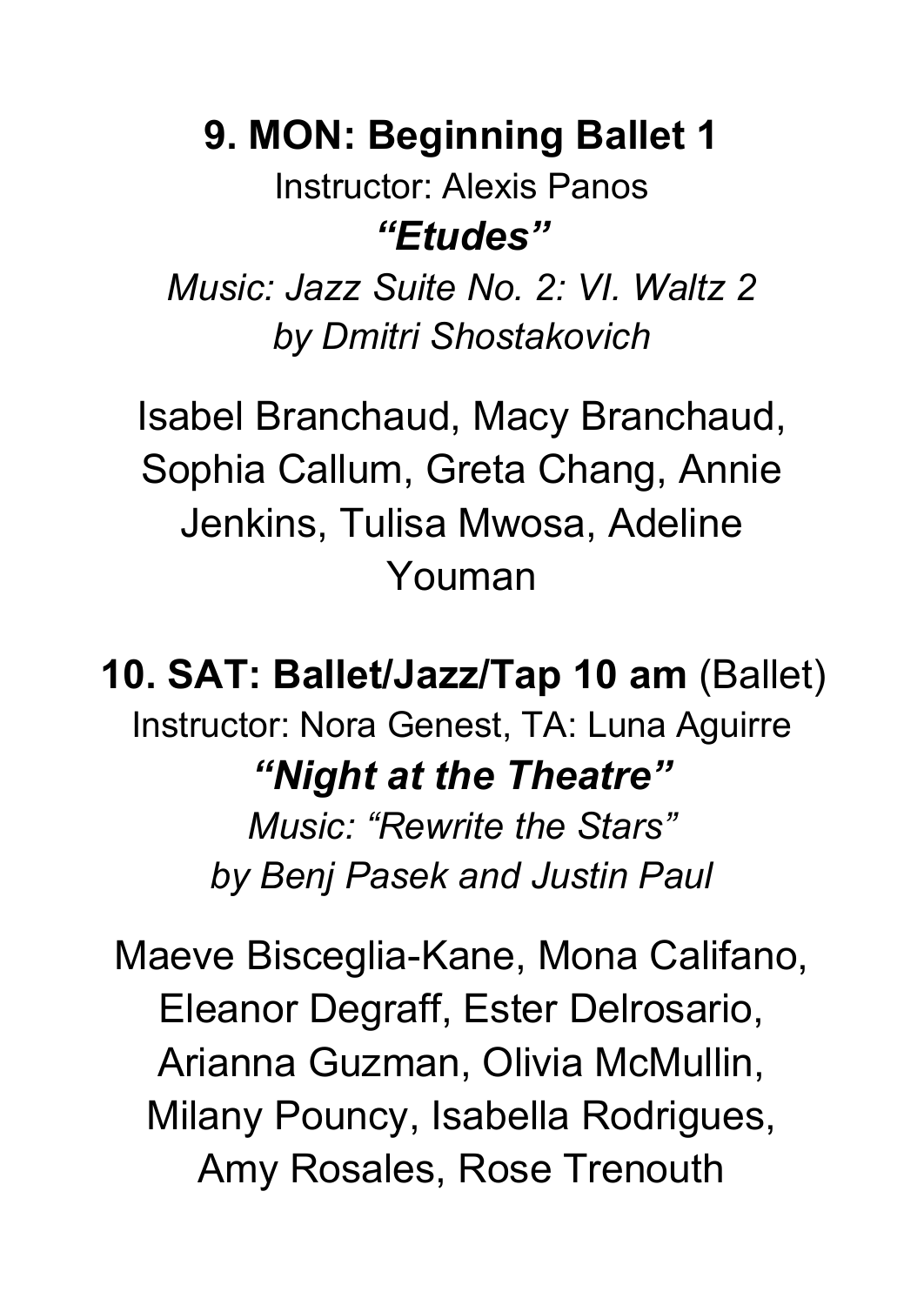**9. MON: Beginning Ballet 1**

Instructor: Alexis Panos

***"Etudes"***

*Music: Jazz Suite No. 2: VI. Waltz 2*
*by Dmitri Shostakovich*

Isabel Branchaud, Macy Branchaud, Sophia Callum, Greta Chang, Annie Jenkins, Tulisa Mwosa, Adeline Youman

**10. SAT: Ballet/Jazz/Tap 10 am** (Ballet)

Instructor: Nora Genest, TA: Luna Aguirre

***"Night at the Theatre"***

*Music: "Rewrite the Stars"*
*by Benj Pasek and Justin Paul*

Maeve Bisceglia-Kane, Mona Califano, Eleanor Degraff, Ester Delrosario, Arianna Guzman, Olivia McMullin, Milany Pouncy, Isabella Rodrigues, Amy Rosales, Rose Trenouth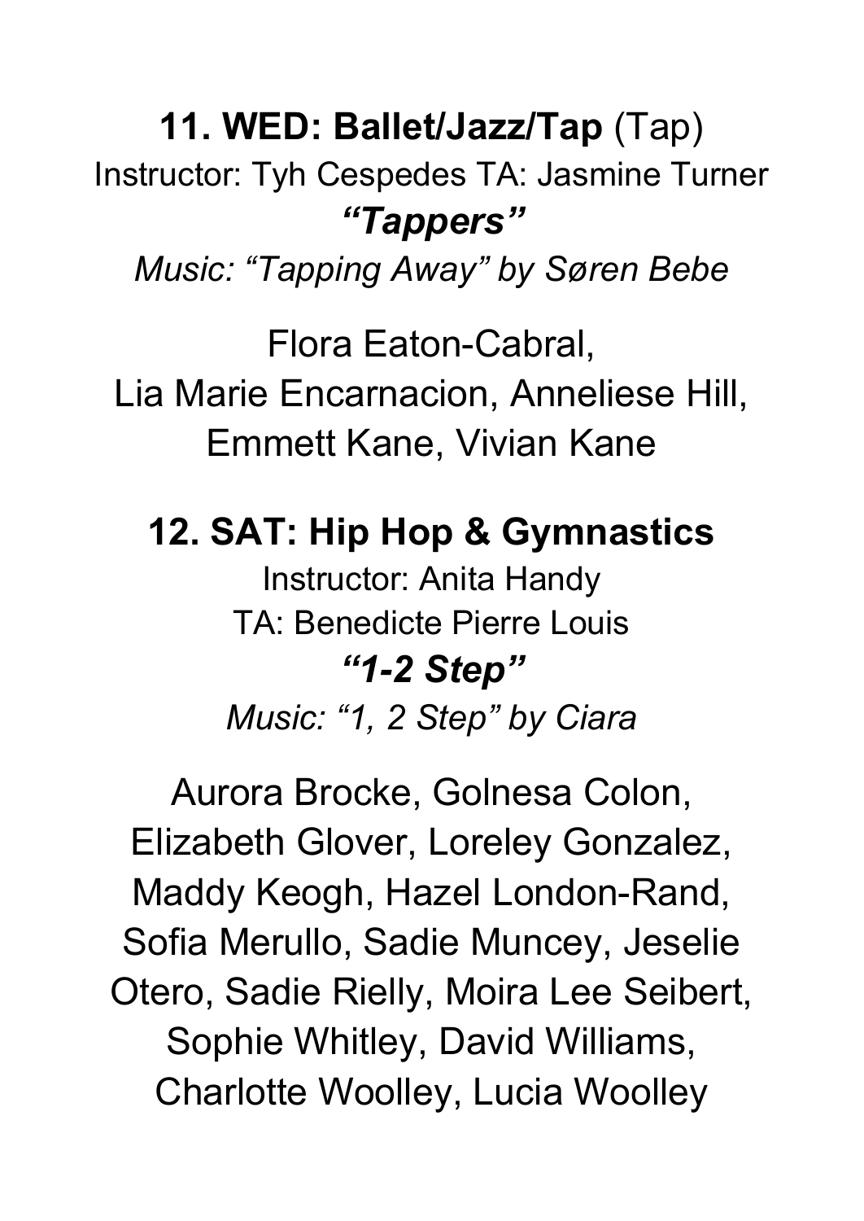## 11. WED: Ballet/Jazz/Tap (Tap)

Instructor: Tyh Cespedes TA: Jasmine Turner

***"Tappers"***

*Music: "Tapping Away" by Søren Bebe*

Flora Eaton-Cabral, Lia Marie Encarnacion, Anneliese Hill, Emmett Kane, Vivian Kane

## 12. SAT: Hip Hop & Gymnastics

Instructor: Anita Handy

TA: Benedicte Pierre Louis

***"1-2 Step"***

*Music: "1, 2 Step" by Ciara*

Aurora Brocke, Golnesa Colon, Elizabeth Glover, Loreley Gonzalez, Maddy Keogh, Hazel London-Rand, Sofia Merullo, Sadie Muncey, Jeselie Otero, Sadie Rielly, Moira Lee Seibert, Sophie Whitley, David Williams, Charlotte Woolley, Lucia Woolley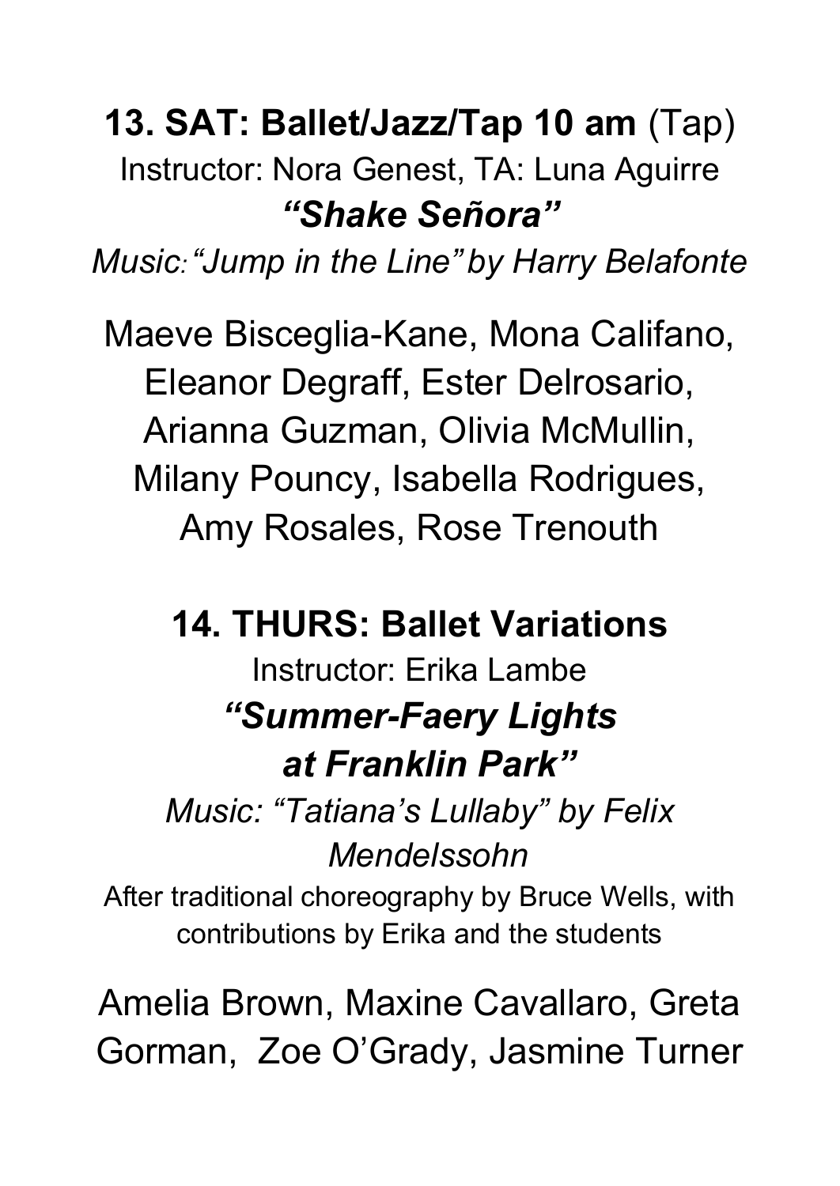**13. SAT: Ballet/Jazz/Tap 10 am** (Tap)

Instructor: Nora Genest, TA: Luna Aguirre

***"Shake Señora"***

*Music: "Jump in the Line" by Harry Belafonte*

Maeve Bisceglia-Kane, Mona Califano, Eleanor Degraff, Ester Delrosario, Arianna Guzman, Olivia McMullin, Milany Pouncy, Isabella Rodrigues, Amy Rosales, Rose Trenouth

**14. THURS: Ballet Variations**

Instructor: Erika Lambe

***"Summer-Faery Lights at Franklin Park"***

*Music: "Tatiana's Lullaby" by Felix Mendelssohn*

After traditional choreography by Bruce Wells, with contributions by Erika and the students

Amelia Brown, Maxine Cavallaro, Greta Gorman, Zoe O'Grady, Jasmine Turner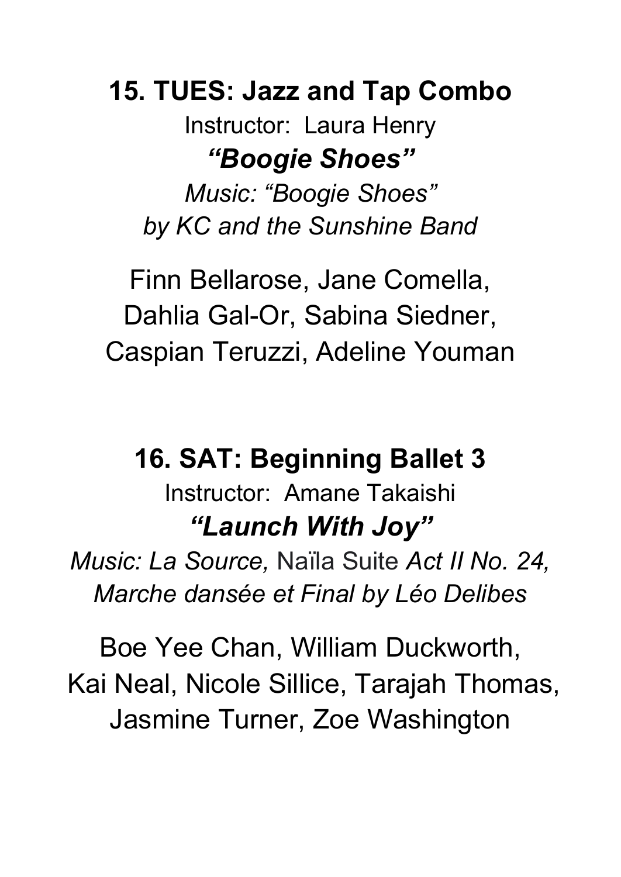## 15. TUES: Jazz and Tap Combo

Instructor: Laura Henry

### *"Boogie Shoes"*

*Music: "Boogie Shoes"*
*by KC and the Sunshine Band*

Finn Bellarose, Jane Comella,
Dahlia Gal-Or, Sabina Siedner,
Caspian Teruzzi, Adeline Youman

## 16. SAT: Beginning Ballet 3

Instructor: Amane Takaishi

### *"Launch With Joy"*

*Music: La Source,* Naïla Suite *Act II No. 24, Marche dansée et Final by Léo Delibes*

Boe Yee Chan, William Duckworth,
Kai Neal, Nicole Sillice, Tarajah Thomas,
Jasmine Turner, Zoe Washington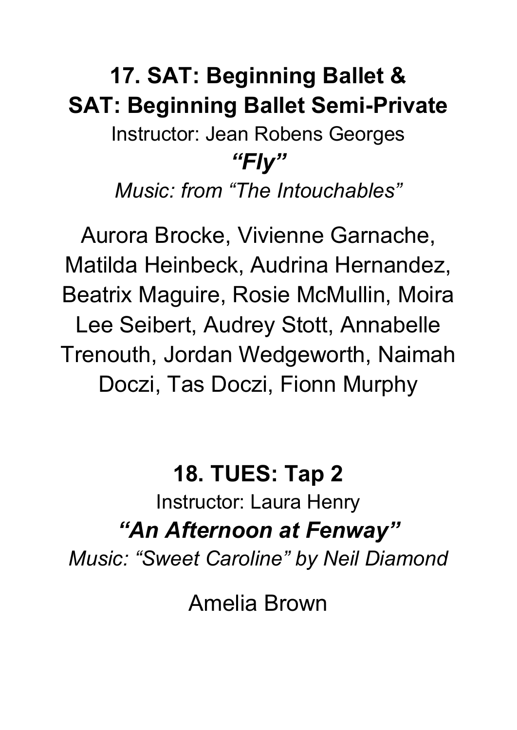## 17. SAT: Beginning Ballet & SAT: Beginning Ballet Semi-Private

Instructor: Jean Robens Georges

***"Fly"***

*Music: from "The Intouchables"*

Aurora Brocke, Vivienne Garnache, Matilda Heinbeck, Audrina Hernandez, Beatrix Maguire, Rosie McMullin, Moira Lee Seibert, Audrey Stott, Annabelle Trenouth, Jordan Wedgeworth, Naimah Doczi, Tas Doczi, Fionn Murphy

## 18. TUES: Tap 2

Instructor: Laura Henry

***"An Afternoon at Fenway"***

*Music: "Sweet Caroline" by Neil Diamond*

Amelia Brown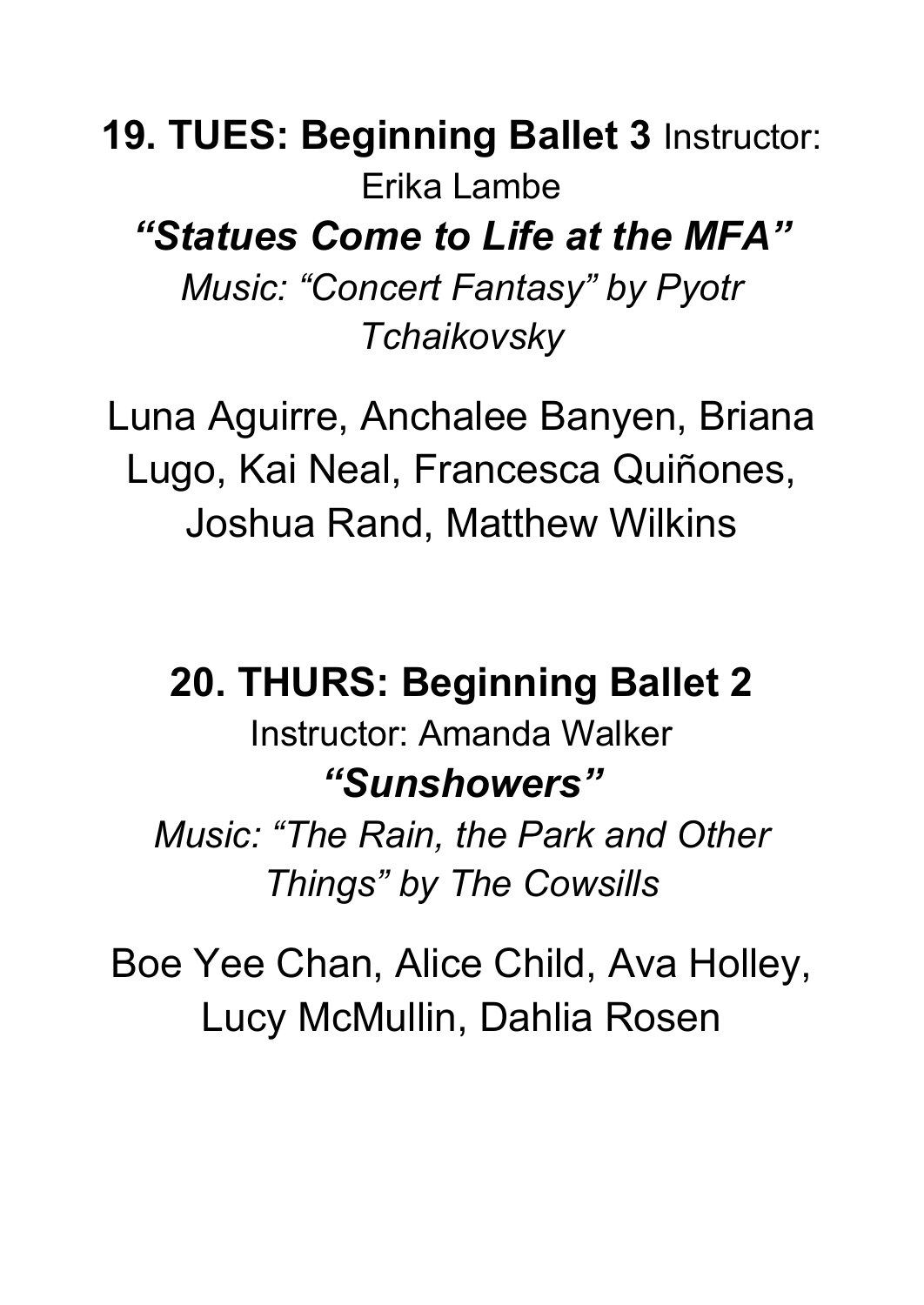**19. TUES: Beginning Ballet 3** Instructor: Erika Lambe

***"Statues Come to Life at the MFA"***

*Music: "Concert Fantasy" by Pyotr Tchaikovsky*

Luna Aguirre, Anchalee Banyen, Briana Lugo, Kai Neal, Francesca Quiñones, Joshua Rand, Matthew Wilkins

**20. THURS: Beginning Ballet 2**

Instructor: Amanda Walker

***"Sunshowers"***

*Music: "The Rain, the Park and Other Things" by The Cowsills*

Boe Yee Chan, Alice Child, Ava Holley, Lucy McMullin, Dahlia Rosen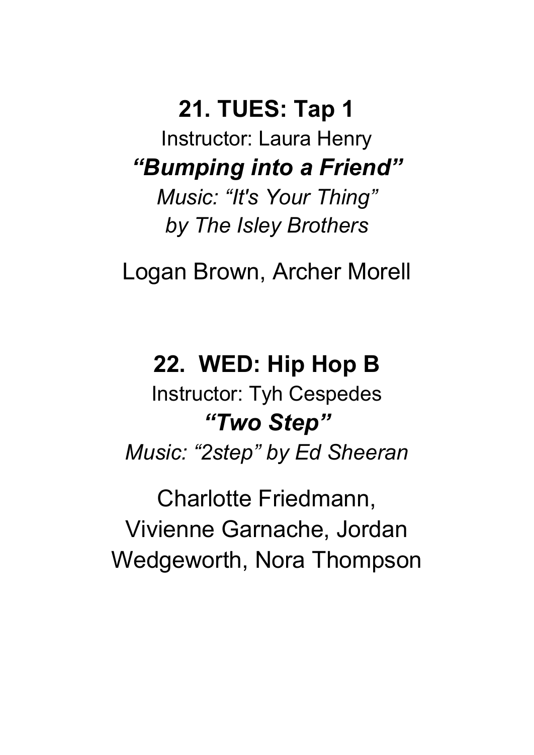## 21. TUES: Tap 1

Instructor: Laura Henry

***"Bumping into a Friend"***

*Music: "It's Your Thing" by The Isley Brothers*

Logan Brown, Archer Morell

## 22. WED: Hip Hop B

Instructor: Tyh Cespedes

***"Two Step"***

*Music: "2step" by Ed Sheeran*

Charlotte Friedmann, Vivienne Garnache, Jordan Wedgeworth, Nora Thompson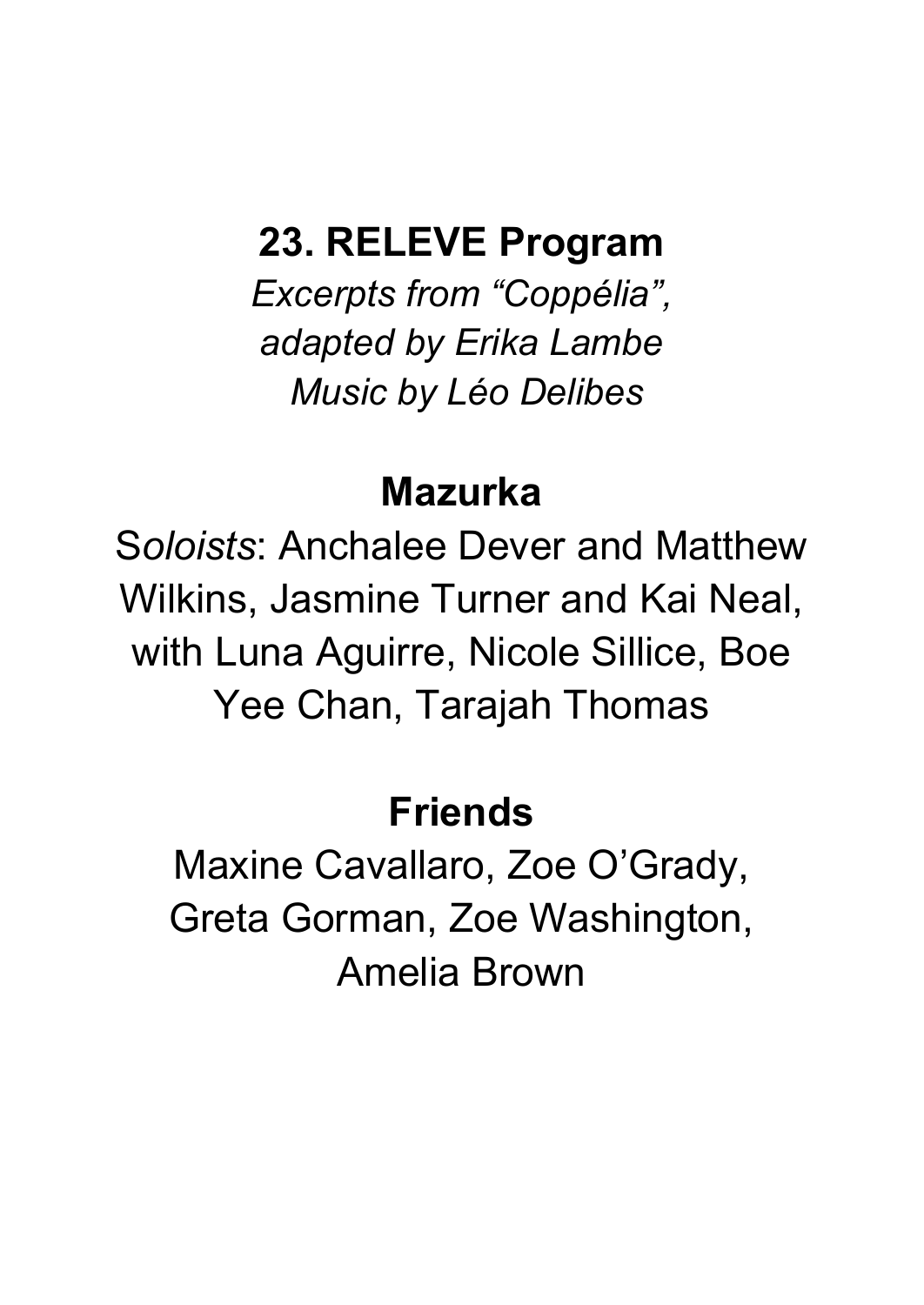## 23. RELEVE Program

*Excerpts from "Coppélia",*
*adapted by Erika Lambe*
*Music by Léo Delibes*

### Mazurka

S*oloists*: Anchalee Dever and Matthew Wilkins, Jasmine Turner and Kai Neal, with Luna Aguirre, Nicole Sillice, Boe Yee Chan, Tarajah Thomas

### Friends

Maxine Cavallaro, Zoe O'Grady, Greta Gorman, Zoe Washington, Amelia Brown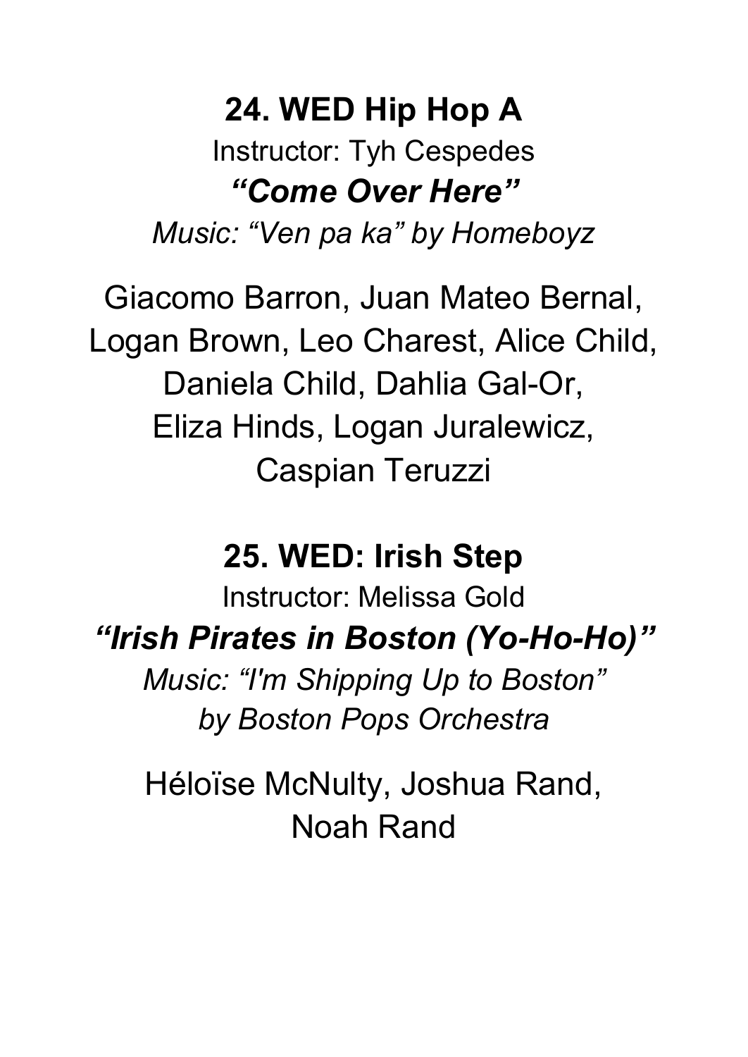## 24. WED Hip Hop A

Instructor: Tyh Cespedes

***"Come Over Here"***

*Music: "Ven pa ka" by Homeboyz*

Giacomo Barron, Juan Mateo Bernal, Logan Brown, Leo Charest, Alice Child, Daniela Child, Dahlia Gal-Or, Eliza Hinds, Logan Juralewicz, Caspian Teruzzi

## 25. WED: Irish Step

Instructor: Melissa Gold

***"Irish Pirates in Boston (Yo-Ho-Ho)"***

*Music: "I'm Shipping Up to Boston" by Boston Pops Orchestra*

Héloïse McNulty, Joshua Rand, Noah Rand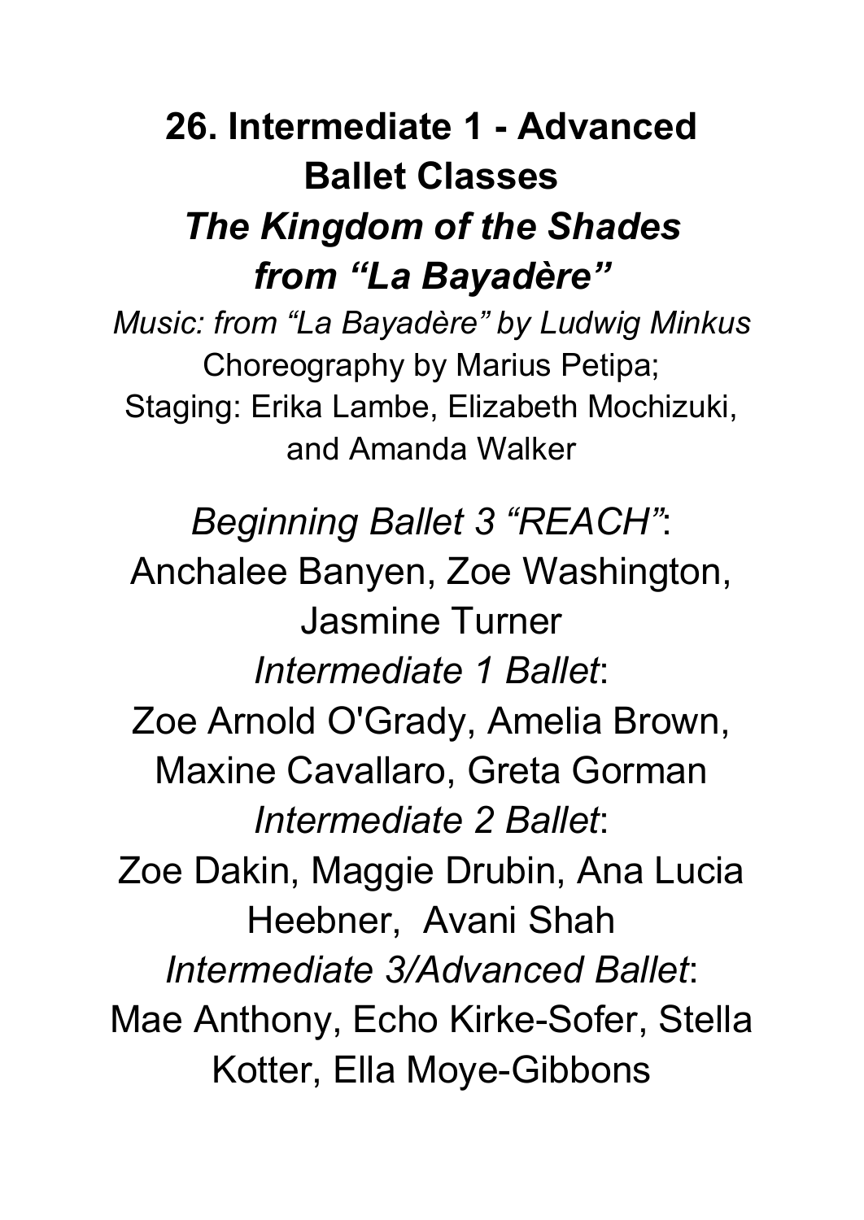# 26. Intermediate 1 - Advanced Ballet Classes

## *The Kingdom of the Shades from "La Bayadère"*

*Music: from "La Bayadère" by Ludwig Minkus*
Choreography by Marius Petipa;
Staging: Erika Lambe, Elizabeth Mochizuki, and Amanda Walker

*Beginning Ballet 3 "REACH"*:
Anchalee Banyen, Zoe Washington, Jasmine Turner

*Intermediate 1 Ballet*:
Zoe Arnold O'Grady, Amelia Brown, Maxine Cavallaro, Greta Gorman

*Intermediate 2 Ballet*:
Zoe Dakin, Maggie Drubin, Ana Lucia Heebner, Avani Shah

*Intermediate 3/Advanced Ballet*:
Mae Anthony, Echo Kirke-Sofer, Stella Kotter, Ella Moye-Gibbons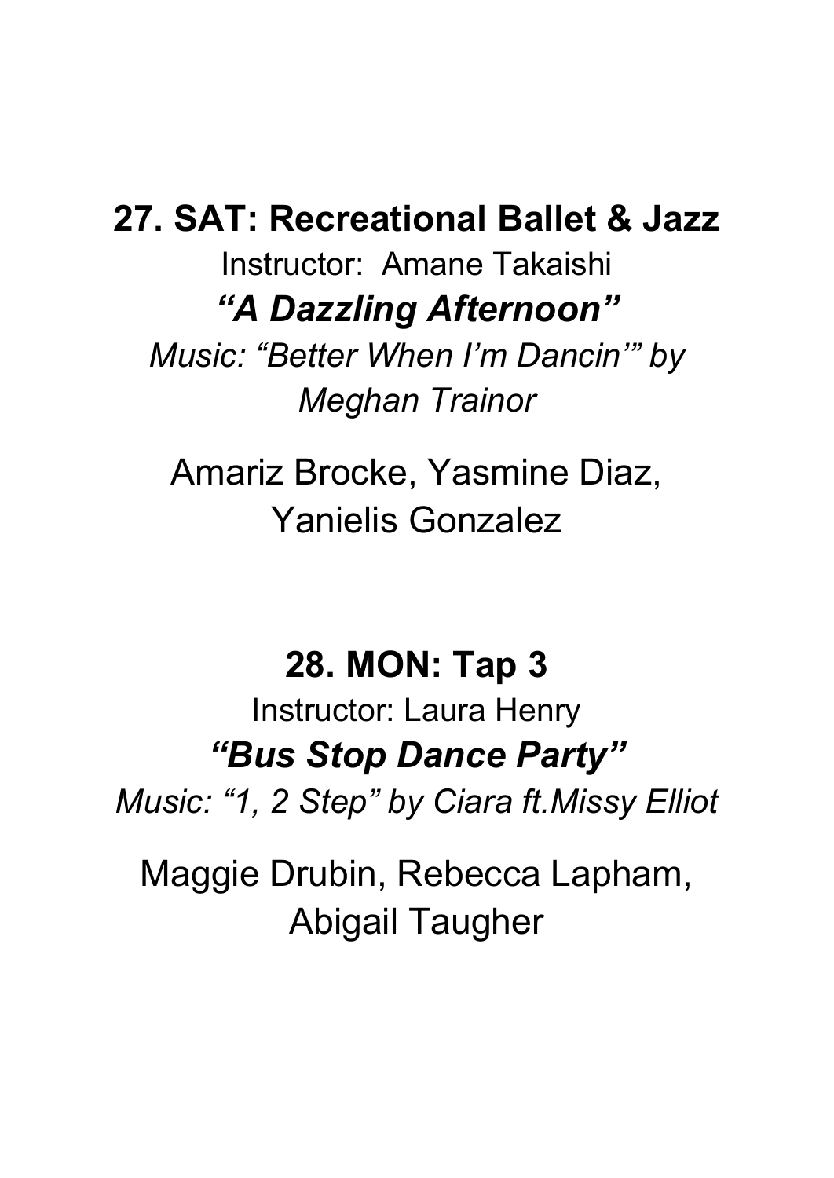## 27. SAT: Recreational Ballet & Jazz

Instructor: Amane Takaishi

***"A Dazzling Afternoon"***

*Music: "Better When I'm Dancin'" by Meghan Trainor*

Amariz Brocke, Yasmine Diaz, Yanielis Gonzalez

## 28. MON: Tap 3

Instructor: Laura Henry

***"Bus Stop Dance Party"***

*Music: "1, 2 Step" by Ciara ft.Missy Elliot*

Maggie Drubin, Rebecca Lapham, Abigail Taugher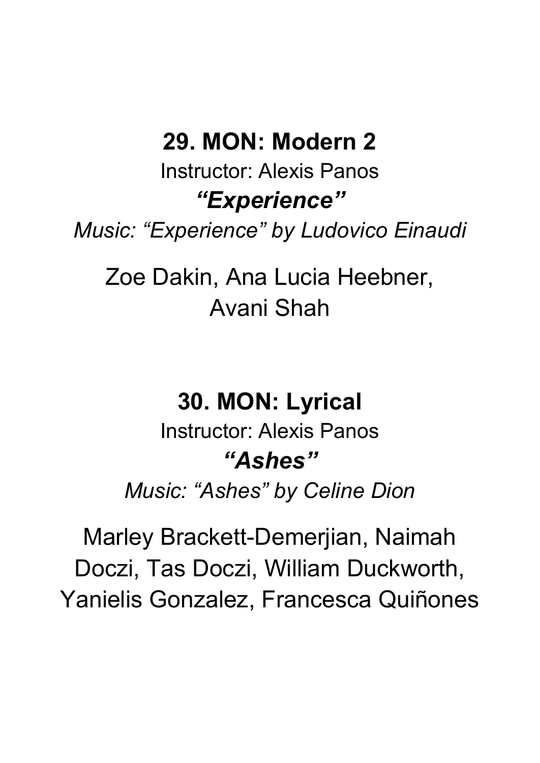## 29. MON: Modern 2

Instructor: Alexis Panos

***"Experience"***

*Music: "Experience" by Ludovico Einaudi*

Zoe Dakin, Ana Lucia Heebner, Avani Shah

## 30. MON: Lyrical

Instructor: Alexis Panos

***"Ashes"***

*Music: "Ashes" by Celine Dion*

Marley Brackett-Demerjian, Naimah Doczi, Tas Doczi, William Duckworth, Yanielis Gonzalez, Francesca Quiñones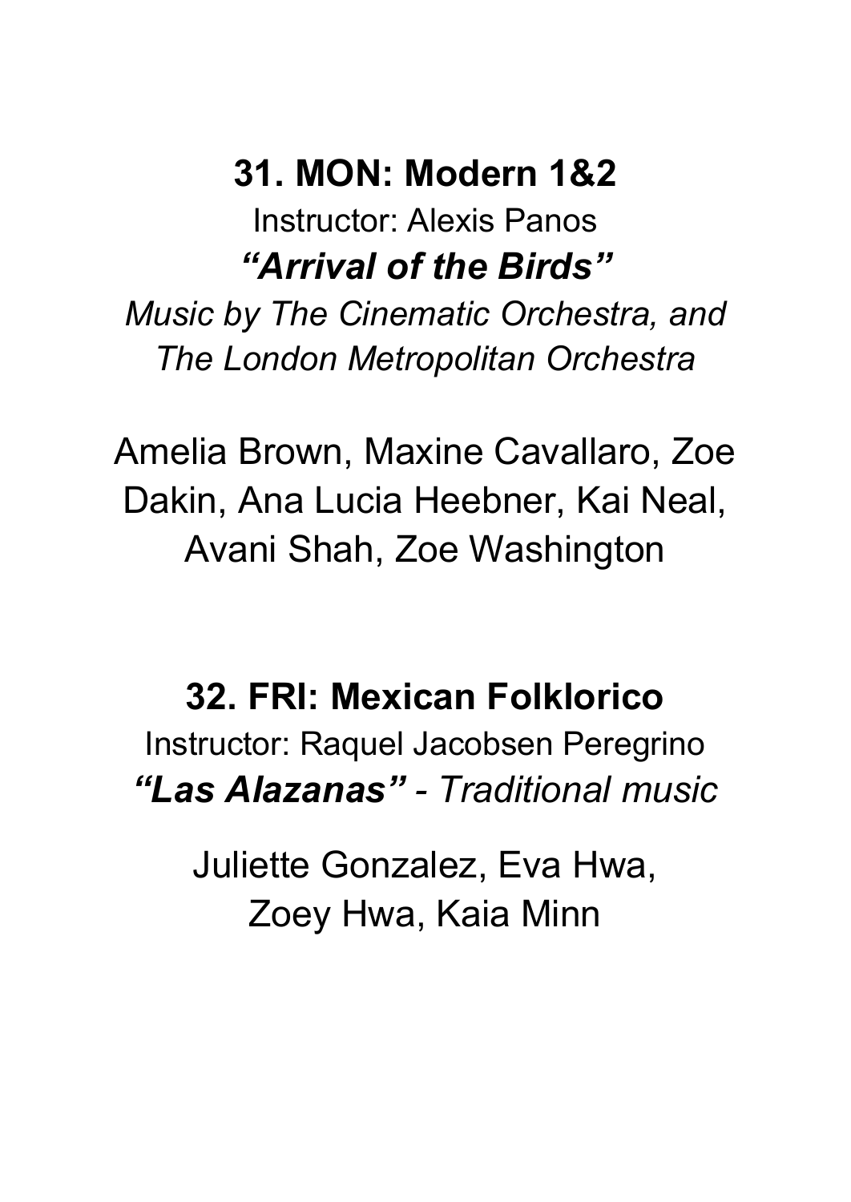## 31. MON: Modern 1&2

Instructor: Alexis Panos

***"Arrival of the Birds"***

*Music by The Cinematic Orchestra, and The London Metropolitan Orchestra*

Amelia Brown, Maxine Cavallaro, Zoe Dakin, Ana Lucia Heebner, Kai Neal, Avani Shah, Zoe Washington

## 32. FRI: Mexican Folklorico

Instructor: Raquel Jacobsen Peregrino

***"Las Alazanas"*** *- Traditional music*

Juliette Gonzalez, Eva Hwa, Zoey Hwa, Kaia Minn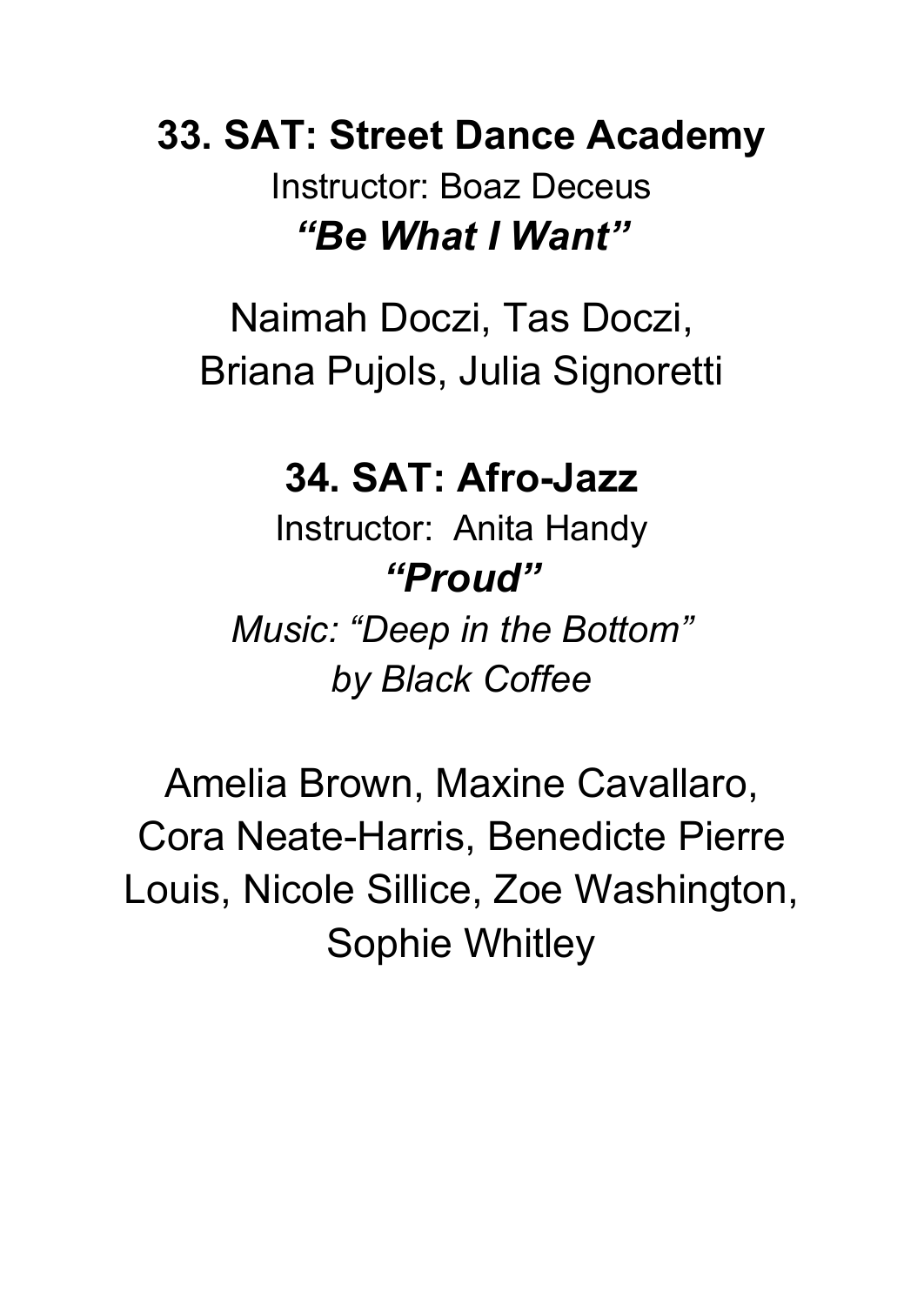## 33. SAT: Street Dance Academy

Instructor: Boaz Deceus

***"Be What I Want"***

Naimah Doczi, Tas Doczi,
Briana Pujols, Julia Signoretti

## 34. SAT: Afro-Jazz

Instructor: Anita Handy

***"Proud"***

*Music: "Deep in the Bottom"*
*by Black Coffee*

Amelia Brown, Maxine Cavallaro,
Cora Neate-Harris, Benedicte Pierre
Louis, Nicole Sillice, Zoe Washington,
Sophie Whitley